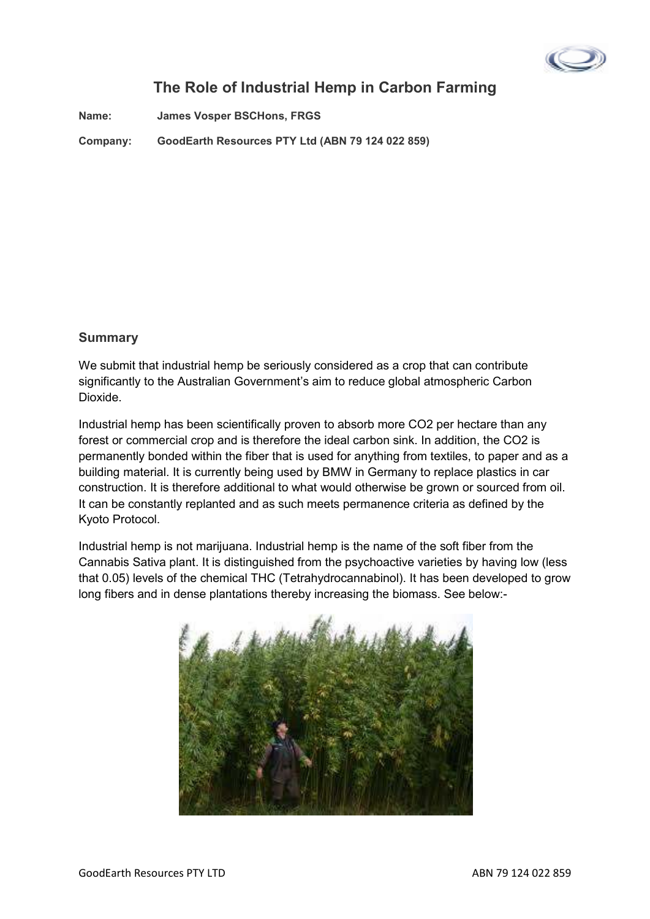# The Role of Industrial Hemp in Carbon Farming

**Name:** **James Vosper BSCHons, FRGS**

**Company:** **GoodEarth Resources PTY Ltd (ABN 79 124 022 859)**

## Summary

We submit that industrial hemp be seriously considered as a crop that can contribute significantly to the Australian Government's aim to reduce global atmospheric Carbon Dioxide.

Industrial hemp has been scientifically proven to absorb more $CO_2$ per hectare than any forest or commercial crop and is therefore the ideal carbon sink. In addition, the $CO_2$ is permanently bonded within the fiber that is used for anything from textiles, to paper and as a building material. It is currently being used by BMW in Germany to replace plastics in car construction. It is therefore additional to what would otherwise be grown or sourced from oil. It can be constantly replanted and as such meets permanence criteria as defined by the Kyoto Protocol.

Industrial hemp is not marijuana. Industrial hemp is the name of the soft fiber from the Cannabis Sativa plant. It is distinguished from the psychoactive varieties by having low (less that 0.05) levels of the chemical THC (Tetrahydrocannabinol). It has been developed to grow long fibers and in dense plantations thereby increasing the biomass. See below:-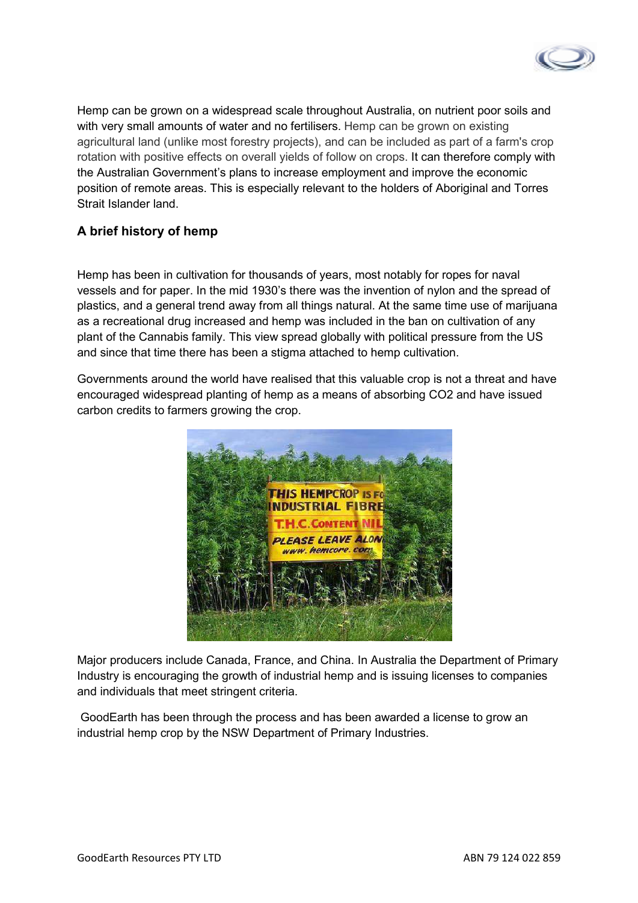Hemp can be grown on a widespread scale throughout Australia, on nutrient poor soils and with very small amounts of water and no fertilisers. Hemp can be grown on existing agricultural land (unlike most forestry projects), and can be included as part of a farm's crop rotation with positive effects on overall yields of follow on crops. It can therefore comply with the Australian Government's plans to increase employment and improve the economic position of remote areas. This is especially relevant to the holders of Aboriginal and Torres Strait Islander land.

## A brief history of hemp

Hemp has been in cultivation for thousands of years, most notably for ropes for naval vessels and for paper. In the mid 1930's there was the invention of nylon and the spread of plastics, and a general trend away from all things natural. At the same time use of marijuana as a recreational drug increased and hemp was included in the ban on cultivation of any plant of the Cannabis family. This view spread globally with political pressure from the US and since that time there has been a stigma attached to hemp cultivation.

Governments around the world have realised that this valuable crop is not a threat and have encouraged widespread planting of hemp as a means of absorbing $CO_2$ and have issued carbon credits to farmers growing the crop.

Major producers include Canada, France, and China. In Australia the Department of Primary Industry is encouraging the growth of industrial hemp and is issuing licenses to companies and individuals that meet stringent criteria.

GoodEarth has been through the process and has been awarded a license to grow an industrial hemp crop by the NSW Department of Primary Industries.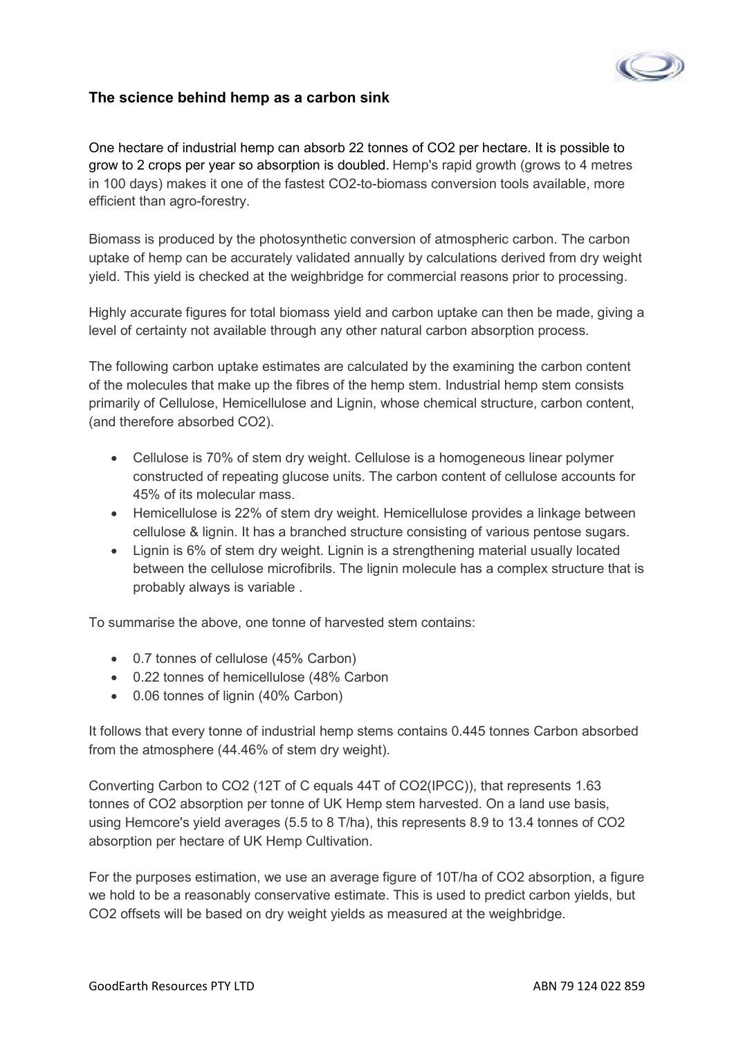### The science behind hemp as a carbon sink

One hectare of industrial hemp can absorb 22 tonnes of $CO_2$ per hectare. It is possible to grow to 2 crops per year so absorption is doubled. Hemp's rapid growth (grows to 4 metres in 100 days) makes it one of the fastest $CO_2$-to-biomass conversion tools available, more efficient than agro-forestry.

Biomass is produced by the photosynthetic conversion of atmospheric carbon. The carbon uptake of hemp can be accurately validated annually by calculations derived from dry weight yield. This yield is checked at the weighbridge for commercial reasons prior to processing.

Highly accurate figures for total biomass yield and carbon uptake can then be made, giving a level of certainty not available through any other natural carbon absorption process.

The following carbon uptake estimates are calculated by the examining the carbon content of the molecules that make up the fibres of the hemp stem. Industrial hemp stem consists primarily of Cellulose, Hemicellulose and Lignin, whose chemical structure, carbon content, (and therefore absorbed $CO_2$).

- Cellulose is 70% of stem dry weight. Cellulose is a homogeneous linear polymer constructed of repeating glucose units. The carbon content of cellulose accounts for 45% of its molecular mass.
- Hemicellulose is 22% of stem dry weight. Hemicellulose provides a linkage between cellulose & lignin. It has a branched structure consisting of various pentose sugars.
- Lignin is 6% of stem dry weight. Lignin is a strengthening material usually located between the cellulose microfibrils. The lignin molecule has a complex structure that is probably always is variable .

To summarise the above, one tonne of harvested stem contains:

- 0.7 tonnes of cellulose (45% Carbon)
- 0.22 tonnes of hemicellulose (48% Carbon
- 0.06 tonnes of lignin (40% Carbon)

It follows that every tonne of industrial hemp stems contains 0.445 tonnes Carbon absorbed from the atmosphere (44.46% of stem dry weight).

Converting Carbon to $CO_2$ (12T of C equals 44T of $CO_2$(IPCC)), that represents 1.63 tonnes of $CO_2$ absorption per tonne of UK Hemp stem harvested. On a land use basis, using Hemcore's yield averages (5.5 to 8 T/ha), this represents 8.9 to 13.4 tonnes of $CO_2$ absorption per hectare of UK Hemp Cultivation.

For the purposes estimation, we use an average figure of 10T/ha of $CO_2$ absorption, a figure we hold to be a reasonably conservative estimate. This is used to predict carbon yields, but $CO_2$ offsets will be based on dry weight yields as measured at the weighbridge.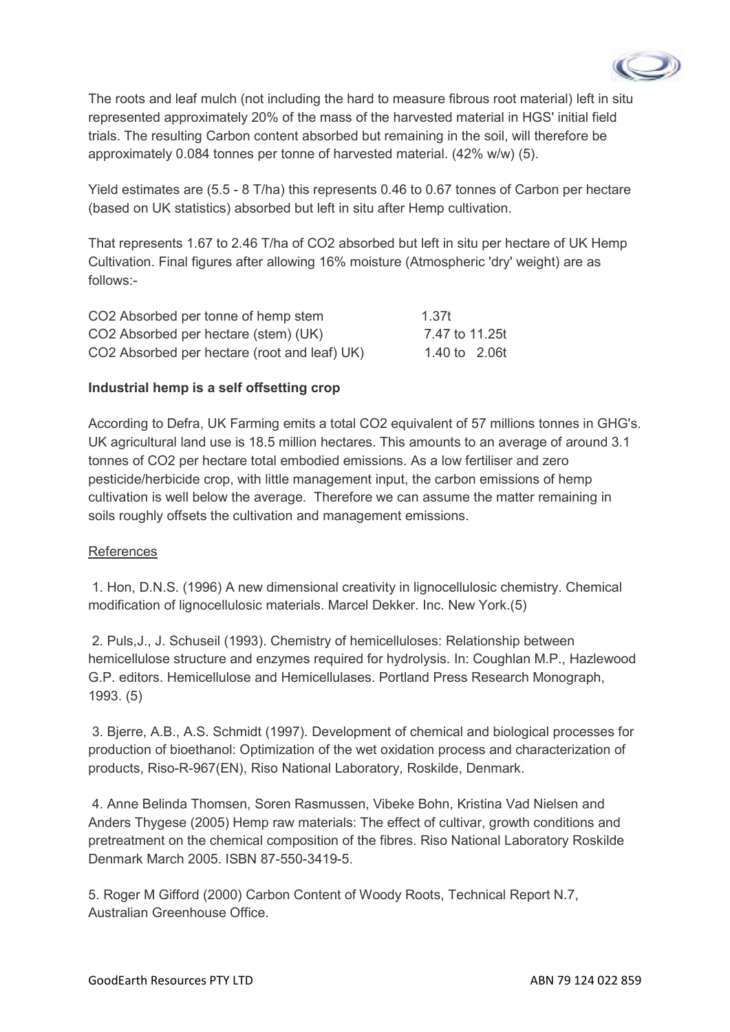The roots and leaf mulch (not including the hard to measure fibrous root material) left in situ represented approximately 20% of the mass of the harvested material in HGS' initial field trials. The resulting Carbon content absorbed but remaining in the soil, will therefore be approximately 0.084 tonnes per tonne of harvested material. (42% w/w) (5).

Yield estimates are (5.5 - 8 T/ha) this represents 0.46 to 0.67 tonnes of Carbon per hectare (based on UK statistics) absorbed but left in situ after Hemp cultivation.

That represents 1.67 to 2.46 T/ha of $CO_2$ absorbed but left in situ per hectare of UK Hemp Cultivation. Final figures after allowing 16% moisture (Atmospheric 'dry' weight) are as follows:-

| | |
|---|---|
| $CO_2$ Absorbed per tonne of hemp stem | 1.37t |
| $CO_2$ Absorbed per hectare (stem) (UK) | 7.47 to 11.25t |
| $CO_2$ Absorbed per hectare (root and leaf) UK) | 1.40 to 2.06t |

**Industrial hemp is a self offsetting crop**

According to Defra, UK Farming emits a total $CO_2$ equivalent of 57 millions tonnes in GHG's. UK agricultural land use is 18.5 million hectares. This amounts to an average of around 3.1 tonnes of $CO_2$ per hectare total embodied emissions. As a low fertiliser and zero pesticide/herbicide crop, with little management input, the carbon emissions of hemp cultivation is well below the average. Therefore we can assume the matter remaining in soils roughly offsets the cultivation and management emissions.

References

1. Hon, D.N.S. (1996) A new dimensional creativity in lignocellulosic chemistry. Chemical modification of lignocellulosic materials. Marcel Dekker. Inc. New York.(5)

2. Puls,J., J. Schuseil (1993). Chemistry of hemicelluloses: Relationship between hemicellulose structure and enzymes required for hydrolysis. In: Coughlan M.P., Hazlewood G.P. editors. Hemicellulose and Hemicellulases. Portland Press Research Monograph, 1993. (5)

3. Bjerre, A.B., A.S. Schmidt (1997). Development of chemical and biological processes for production of bioethanol: Optimization of the wet oxidation process and characterization of products, Riso-R-967(EN), Riso National Laboratory, Roskilde, Denmark.

4. Anne Belinda Thomsen, Soren Rasmussen, Vibeke Bohn, Kristina Vad Nielsen and Anders Thygese (2005) Hemp raw materials: The effect of cultivar, growth conditions and pretreatment on the chemical composition of the fibres. Riso National Laboratory Roskilde Denmark March 2005. ISBN 87-550-3419-5.

5. Roger M Gifford (2000) Carbon Content of Woody Roots, Technical Report N.7, Australian Greenhouse Office.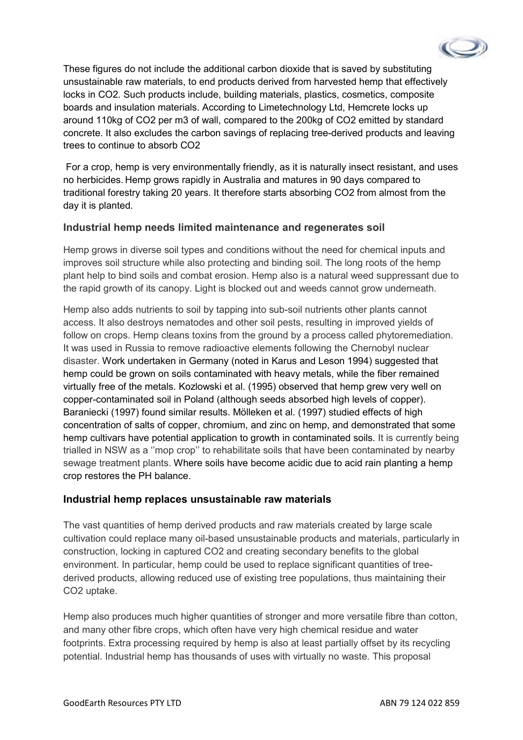These figures do not include the additional carbon dioxide that is saved by substituting unsustainable raw materials, to end products derived from harvested hemp that effectively locks in $CO_2$. Such products include, building materials, plastics, cosmetics, composite boards and insulation materials. According to Limetechnology Ltd, Hemcrete locks up around 110kg of $CO_2$ per m3 of wall, compared to the 200kg of $CO_2$ emitted by standard concrete. It also excludes the carbon savings of replacing tree-derived products and leaving trees to continue to absorb $CO_2$

For a crop, hemp is very environmentally friendly, as it is naturally insect resistant, and uses no herbicides. Hemp grows rapidly in Australia and matures in 90 days compared to traditional forestry taking 20 years. It therefore starts absorbing $CO_2$ from almost from the day it is planted.

### Industrial hemp needs limited maintenance and regenerates soil

Hemp grows in diverse soil types and conditions without the need for chemical inputs and improves soil structure while also protecting and binding soil. The long roots of the hemp plant help to bind soils and combat erosion. Hemp also is a natural weed suppressant due to the rapid growth of its canopy. Light is blocked out and weeds cannot grow underneath.

Hemp also adds nutrients to soil by tapping into sub-soil nutrients other plants cannot access. It also destroys nematodes and other soil pests, resulting in improved yields of follow on crops. Hemp cleans toxins from the ground by a process called phytoremediation. It was used in Russia to remove radioactive elements following the Chernobyl nuclear disaster. Work undertaken in Germany (noted in Karus and Leson 1994) suggested that hemp could be grown on soils contaminated with heavy metals, while the fiber remained virtually free of the metals. Kozlowski et al. (1995) observed that hemp grew very well on copper-contaminated soil in Poland (although seeds absorbed high levels of copper). Baraniecki (1997) found similar results. Mölleken et al. (1997) studied effects of high concentration of salts of copper, chromium, and zinc on hemp, and demonstrated that some hemp cultivars have potential application to growth in contaminated soils. It is currently being trialled in NSW as a ''mop crop'' to rehabilitate soils that have been contaminated by nearby sewage treatment plants. Where soils have become acidic due to acid rain planting a hemp crop restores the PH balance.

### Industrial hemp replaces unsustainable raw materials

The vast quantities of hemp derived products and raw materials created by large scale cultivation could replace many oil-based unsustainable products and materials, particularly in construction, locking in captured $CO_2$ and creating secondary benefits to the global environment. In particular, hemp could be used to replace significant quantities of tree-derived products, allowing reduced use of existing tree populations, thus maintaining their $CO_2$ uptake.

Hemp also produces much higher quantities of stronger and more versatile fibre than cotton, and many other fibre crops, which often have very high chemical residue and water footprints. Extra processing required by hemp is also at least partially offset by its recycling potential. Industrial hemp has thousands of uses with virtually no waste. This proposal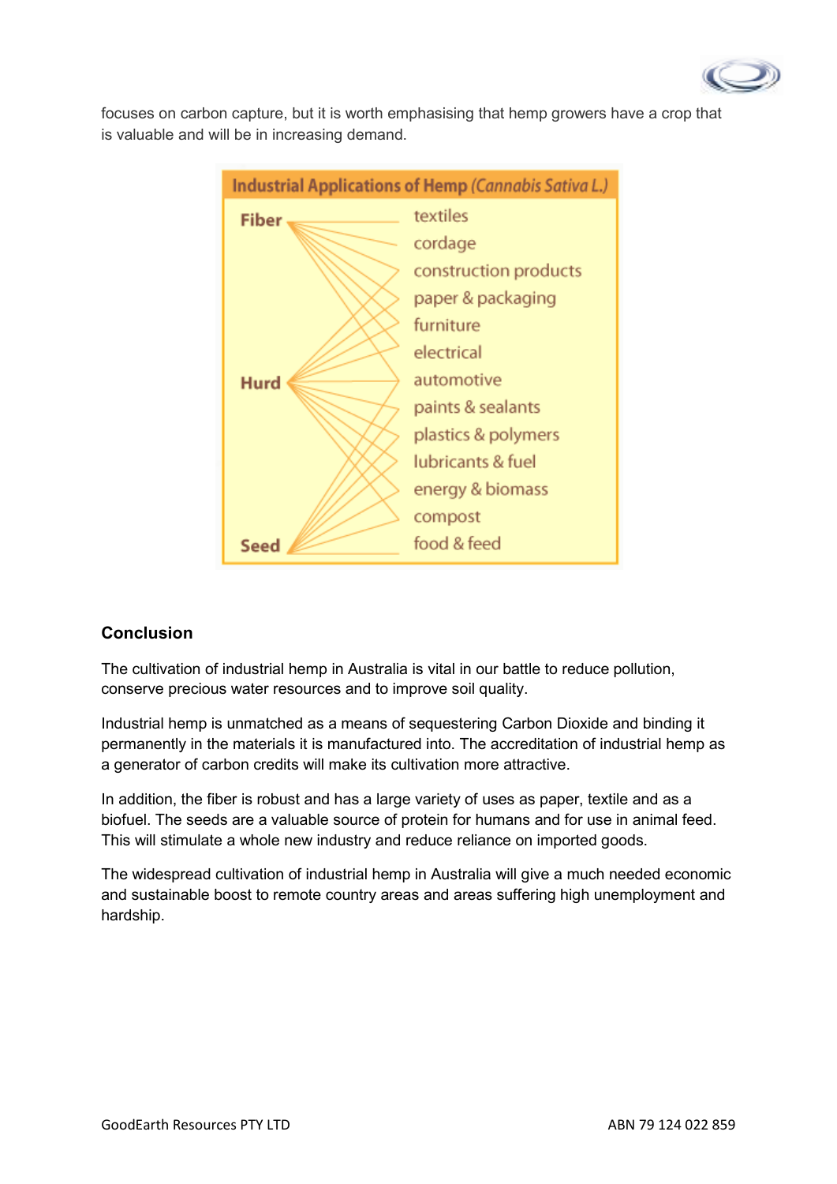focuses on carbon capture, but it is worth emphasising that hemp growers have a crop that is valuable and will be in increasing demand.

Industrial Applications of Hemp *(Cannabis Sativa L.)*

Fiber

Hurd

Seed

textiles
cordage
construction products
paper & packaging
furniture
electrical
automotive
paints & sealants
plastics & polymers
lubricants & fuel
energy & biomass
compost
food & feed

## Conclusion

The cultivation of industrial hemp in Australia is vital in our battle to reduce pollution, conserve precious water resources and to improve soil quality.

Industrial hemp is unmatched as a means of sequestering Carbon Dioxide and binding it permanently in the materials it is manufactured into. The accreditation of industrial hemp as a generator of carbon credits will make its cultivation more attractive.

In addition, the fiber is robust and has a large variety of uses as paper, textile and as a biofuel. The seeds are a valuable source of protein for humans and for use in animal feed. This will stimulate a whole new industry and reduce reliance on imported goods.

The widespread cultivation of industrial hemp in Australia will give a much needed economic and sustainable boost to remote country areas and areas suffering high unemployment and hardship.